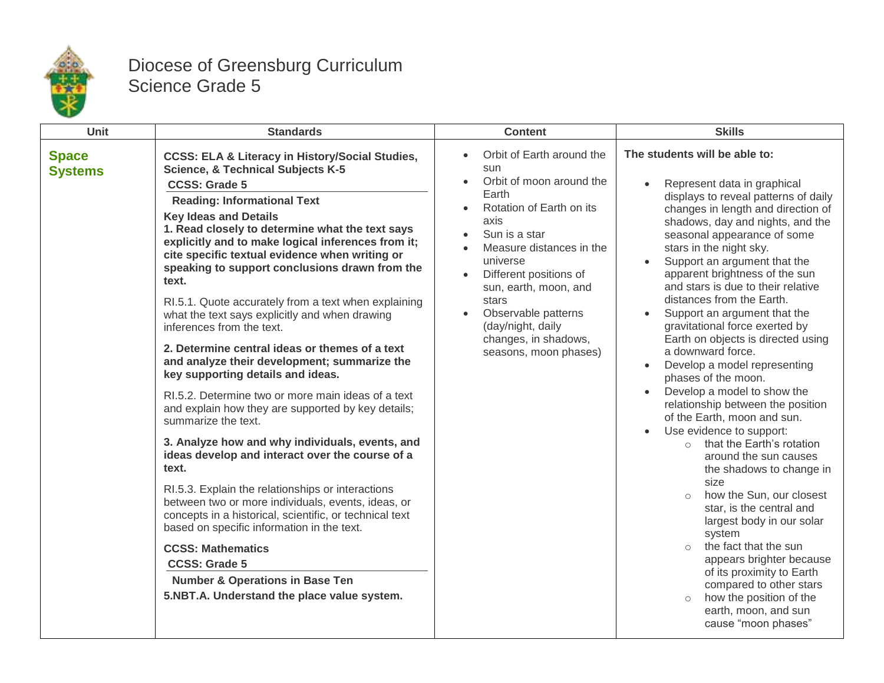# Diocese of Greensburg Curriculum
## Science Grade 5

| Unit | Standards | Content | Skills |
|---|---|---|---|
| **Space Systems** | **CCSS: ELA & Literacy in History/Social Studies, Science, & Technical Subjects K-5**<br>**CCSS: Grade 5**<br>**Reading: Informational Text**<br>**Key Ideas and Details**<br>**1. Read closely to determine what the text says explicitly and to make logical inferences from it; cite specific textual evidence when writing or speaking to support conclusions drawn from the text.**<br>RI.5.1. Quote accurately from a text when explaining what the text says explicitly and when drawing inferences from the text.<br>**2. Determine central ideas or themes of a text and analyze their development; summarize the key supporting details and ideas.**<br>RI.5.2. Determine two or more main ideas of a text and explain how they are supported by key details; summarize the text.<br>**3. Analyze how and why individuals, events, and ideas develop and interact over the course of a text.**<br>RI.5.3. Explain the relationships or interactions between two or more individuals, events, ideas, or concepts in a historical, scientific, or technical text based on specific information in the text.<br>**CCSS: Mathematics**<br>**CCSS: Grade 5**<br>**Number & Operations in Base Ten**<br>**5.NBT.A. Understand the place value system.** | • Orbit of Earth around the sun<br>• Orbit of moon around the Earth<br>• Rotation of Earth on its axis<br>• Sun is a star<br>• Measure distances in the universe<br>• Different positions of sun, earth, moon, and stars<br>• Observable patterns (day/night, daily changes, in shadows, seasons, moon phases) | **The students will be able to:**<br>• Represent data in graphical displays to reveal patterns of daily changes in length and direction of shadows, day and nights, and the seasonal appearance of some stars in the night sky.<br>• Support an argument that the apparent brightness of the sun and stars is due to their relative distances from the Earth.<br>• Support an argument that the gravitational force exerted by Earth on objects is directed using a downward force.<br>• Develop a model representing phases of the moon.<br>• Develop a model to show the relationship between the position of the Earth, moon and sun.<br>• Use evidence to support:<br>  ○ that the Earth's rotation around the sun causes the shadows to change in size<br>  ○ how the Sun, our closest star, is the central and largest body in our solar system<br>  ○ the fact that the sun appears brighter because of its proximity to Earth compared to other stars<br>  ○ how the position of the earth, moon, and sun cause "moon phases" |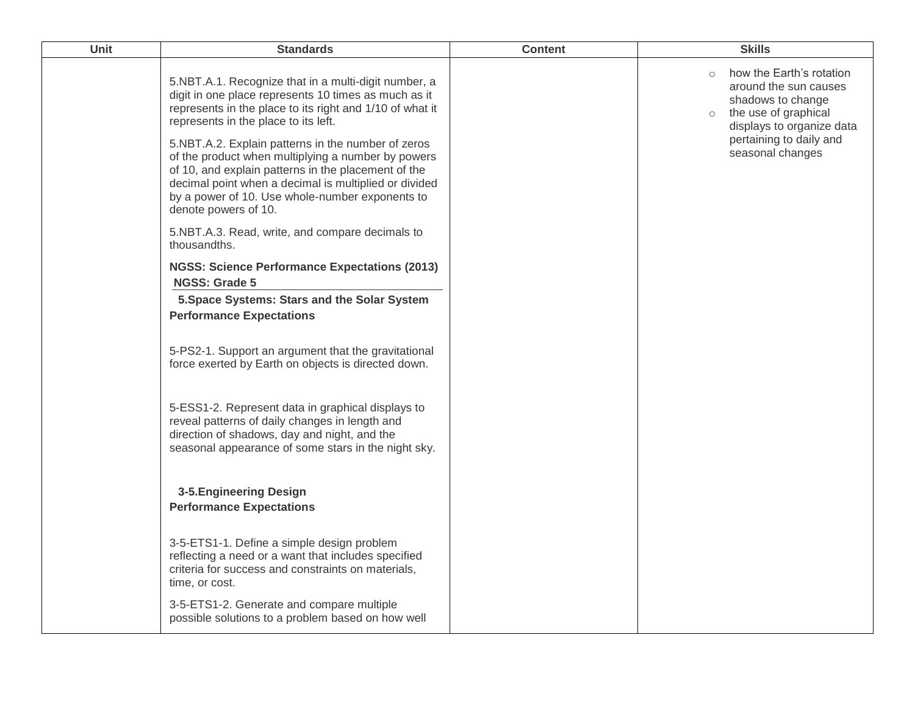| Unit | Standards | Content | Skills |
|---|---|---|---|
| | 5.NBT.A.1. Recognize that in a multi-digit number, a digit in one place represents 10 times as much as it represents in the place to its right and 1/10 of what it represents in the place to its left.<br><br>5.NBT.A.2. Explain patterns in the number of zeros of the product when multiplying a number by powers of 10, and explain patterns in the placement of the decimal point when a decimal is multiplied or divided by a power of 10. Use whole-number exponents to denote powers of 10.<br><br>5.NBT.A.3. Read, write, and compare decimals to thousandths.<br><br>**NGSS: Science Performance Expectations (2013)**<br>**NGSS: Grade 5**<br>**5.Space Systems: Stars and the Solar System**<br>**Performance Expectations**<br><br>5-PS2-1. Support an argument that the gravitational force exerted by Earth on objects is directed down.<br><br>5-ESS1-2. Represent data in graphical displays to reveal patterns of daily changes in length and direction of shadows, day and night, and the seasonal appearance of some stars in the night sky.<br><br>**3-5.Engineering Design**<br>**Performance Expectations**<br><br>3-5-ETS1-1. Define a simple design problem reflecting a need or a want that includes specified criteria for success and constraints on materials, time, or cost.<br><br>3-5-ETS1-2. Generate and compare multiple possible solutions to a problem based on how well | | ○ how the Earth's rotation around the sun causes shadows to change<br>○ the use of graphical displays to organize data pertaining to daily and seasonal changes |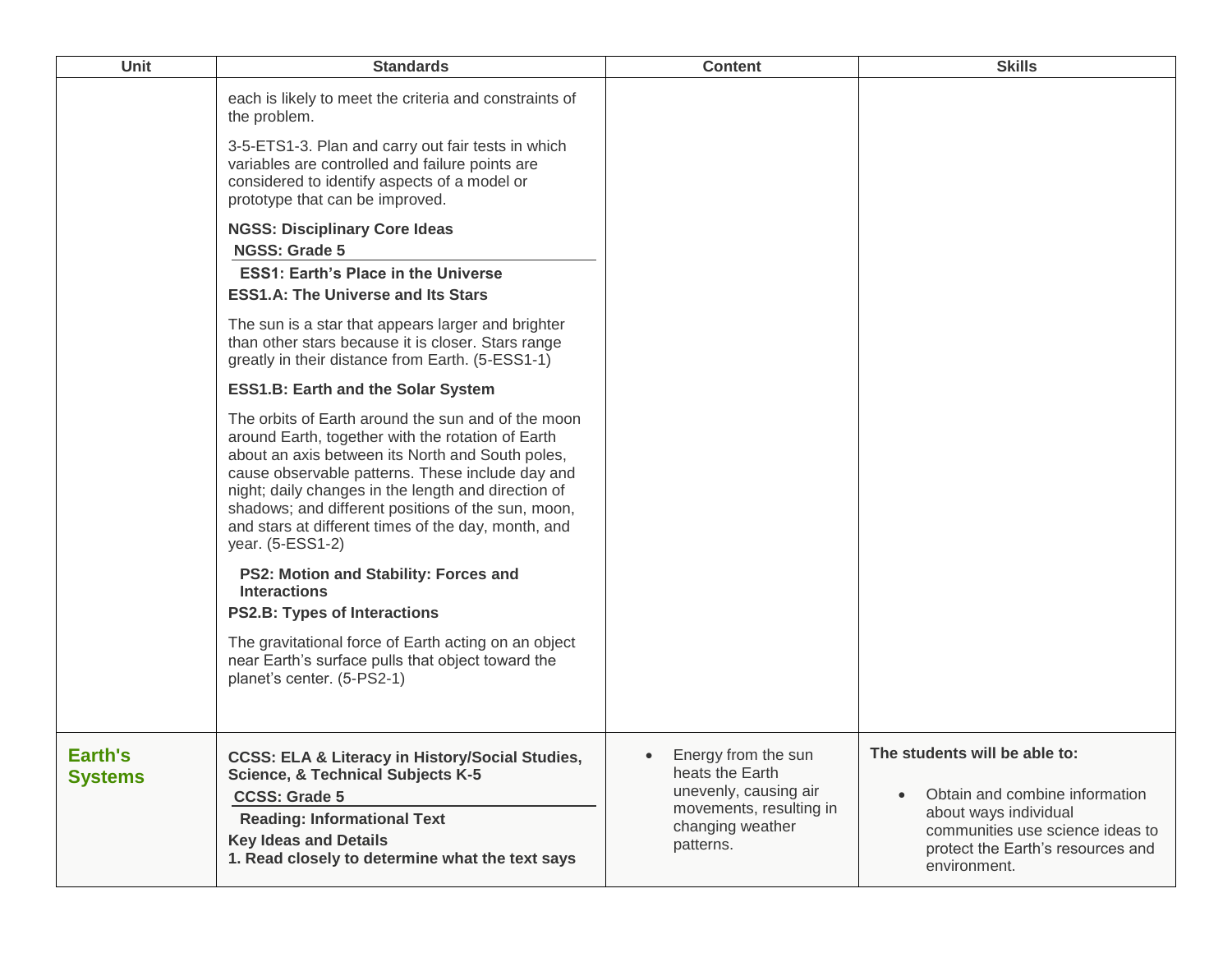| Unit | Standards | Content | Skills |
|---|---|---|---|
| | each is likely to meet the criteria and constraints of the problem.<br><br>3-5-ETS1-3. Plan and carry out fair tests in which variables are controlled and failure points are considered to identify aspects of a model or prototype that can be improved.<br><br>**NGSS: Disciplinary Core Ideas**<br>**NGSS: Grade 5**<br>**ESS1: Earth's Place in the Universe**<br>**ESS1.A: The Universe and Its Stars**<br><br>The sun is a star that appears larger and brighter than other stars because it is closer. Stars range greatly in their distance from Earth. (5-ESS1-1)<br><br>**ESS1.B: Earth and the Solar System**<br><br>The orbits of Earth around the sun and of the moon around Earth, together with the rotation of Earth about an axis between its North and South poles, cause observable patterns. These include day and night; daily changes in the length and direction of shadows; and different positions of the sun, moon, and stars at different times of the day, month, and year. (5-ESS1-2)<br><br>**PS2: Motion and Stability: Forces and Interactions**<br>**PS2.B: Types of Interactions**<br><br>The gravitational force of Earth acting on an object near Earth's surface pulls that object toward the planet's center. (5-PS2-1) | | |
| **Earth's Systems** | **CCSS: ELA & Literacy in History/Social Studies, Science, & Technical Subjects K-5**<br>**CCSS: Grade 5**<br>**Reading: Informational Text**<br>**Key Ideas and Details**<br>**1. Read closely to determine what the text says** | • Energy from the sun heats the Earth unevenly, causing air movements, resulting in changing weather patterns. | **The students will be able to:**<br><br>• Obtain and combine information about ways individual communities use science ideas to protect the Earth's resources and environment. |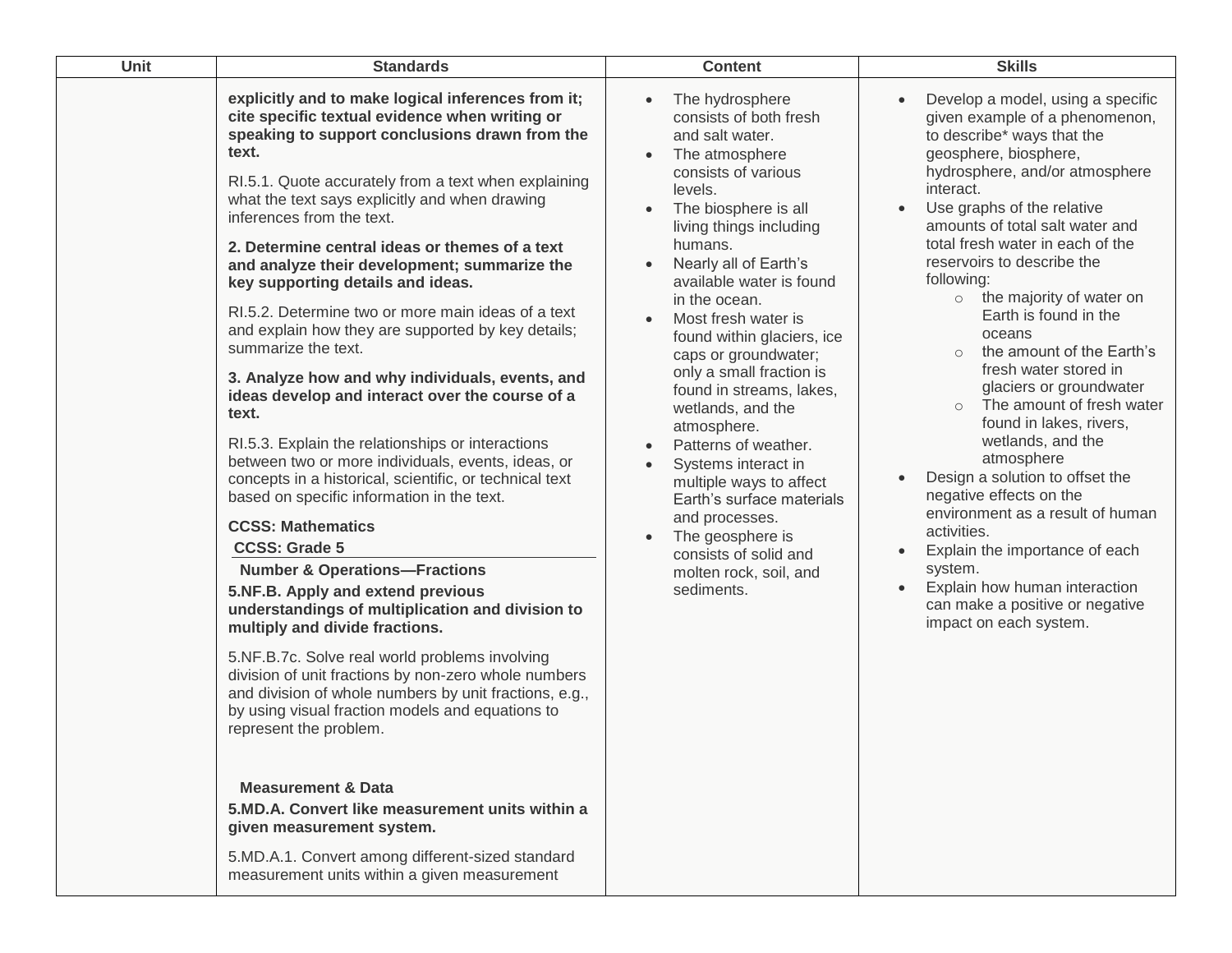| Unit | Standards | Content | Skills |
|---|---|---|---|
| | **explicitly and to make logical inferences from it; cite specific textual evidence when writing or speaking to support conclusions drawn from the text.**<br><br>RI.5.1. Quote accurately from a text when explaining what the text says explicitly and when drawing inferences from the text.<br><br>**2. Determine central ideas or themes of a text and analyze their development; summarize the key supporting details and ideas.**<br><br>RI.5.2. Determine two or more main ideas of a text and explain how they are supported by key details; summarize the text.<br><br>**3. Analyze how and why individuals, events, and ideas develop and interact over the course of a text.**<br><br>RI.5.3. Explain the relationships or interactions between two or more individuals, events, ideas, or concepts in a historical, scientific, or technical text based on specific information in the text.<br><br>**CCSS: Mathematics**<br>**CCSS: Grade 5**<br>**Number & Operations—Fractions**<br>**5.NF.B. Apply and extend previous understandings of multiplication and division to multiply and divide fractions.**<br><br>5.NF.B.7c. Solve real world problems involving division of unit fractions by non-zero whole numbers and division of whole numbers by unit fractions, e.g., by using visual fraction models and equations to represent the problem.<br><br>**Measurement & Data**<br>**5.MD.A. Convert like measurement units within a given measurement system.**<br><br>5.MD.A.1. Convert among different-sized standard measurement units within a given measurement | • The hydrosphere consists of both fresh and salt water.<br>• The atmosphere consists of various levels.<br>• The biosphere is all living things including humans.<br>• Nearly all of Earth's available water is found in the ocean.<br>• Most fresh water is found within glaciers, ice caps or groundwater; only a small fraction is found in streams, lakes, wetlands, and the atmosphere.<br>• Patterns of weather.<br>• Systems interact in multiple ways to affect Earth's surface materials and processes.<br>• The geosphere is consists of solid and molten rock, soil, and sediments. | • Develop a model, using a specific given example of a phenomenon, to describe* ways that the geosphere, biosphere, hydrosphere, and/or atmosphere interact.<br>• Use graphs of the relative amounts of total salt water and total fresh water in each of the reservoirs to describe the following:<br>○ the majority of water on Earth is found in the oceans<br>○ the amount of the Earth's fresh water stored in glaciers or groundwater<br>○ The amount of fresh water found in lakes, rivers, wetlands, and the atmosphere<br>• Design a solution to offset the negative effects on the environment as a result of human activities.<br>• Explain the importance of each system.<br>• Explain how human interaction can make a positive or negative impact on each system. |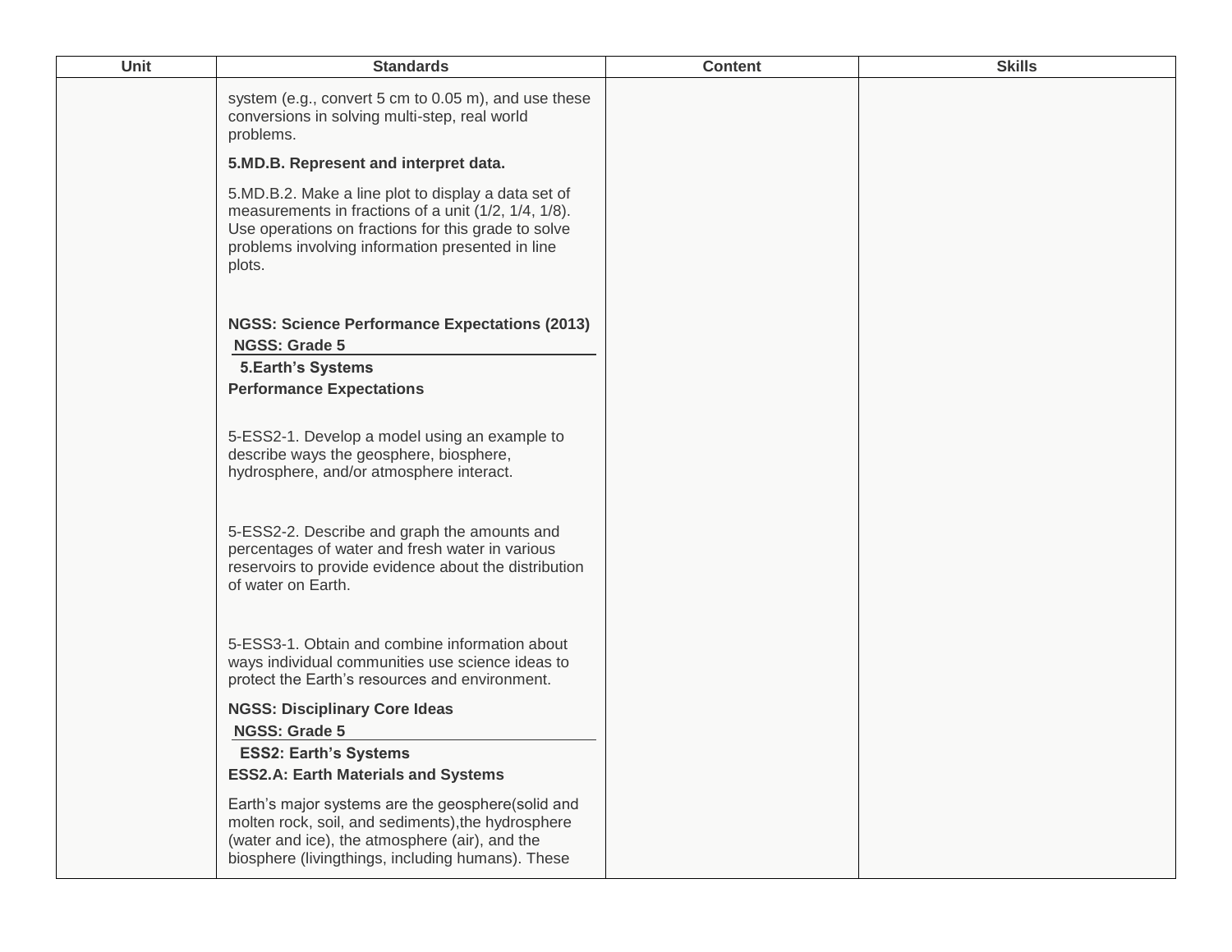| Unit | Standards | Content | Skills |
| --- | --- | --- | --- |
| | system (e.g., convert 5 cm to 0.05 m), and use these conversions in solving multi-step, real world problems.<br><br>**5.MD.B. Represent and interpret data.**<br><br>5.MD.B.2. Make a line plot to display a data set of measurements in fractions of a unit (1/2, 1/4, 1/8). Use operations on fractions for this grade to solve problems involving information presented in line plots.<br><br>**NGSS: Science Performance Expectations (2013)**<br>**NGSS: Grade 5**<br>**5.Earth's Systems**<br>**Performance Expectations**<br><br>5-ESS2-1. Develop a model using an example to describe ways the geosphere, biosphere, hydrosphere, and/or atmosphere interact.<br><br>5-ESS2-2. Describe and graph the amounts and percentages of water and fresh water in various reservoirs to provide evidence about the distribution of water on Earth.<br><br>5-ESS3-1. Obtain and combine information about ways individual communities use science ideas to protect the Earth's resources and environment.<br><br>**NGSS: Disciplinary Core Ideas**<br>**NGSS: Grade 5**<br>**ESS2: Earth's Systems**<br>**ESS2.A: Earth Materials and Systems**<br><br>Earth's major systems are the geosphere(solid and molten rock, soil, and sediments),the hydrosphere (water and ice), the atmosphere (air), and the biosphere (livingthings, including humans). These | | |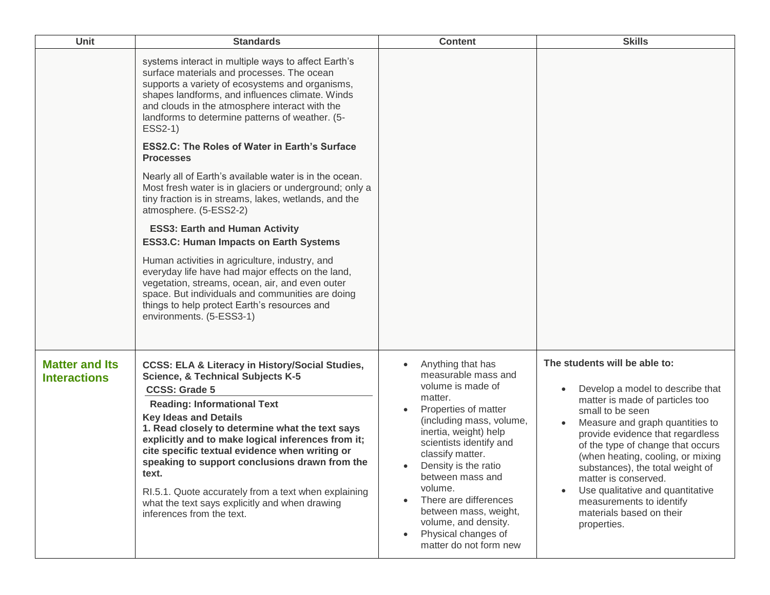| Unit | Standards | Content | Skills |
| --- | --- | --- | --- |
| | systems interact in multiple ways to affect Earth's surface materials and processes. The ocean supports a variety of ecosystems and organisms, shapes landforms, and influences climate. Winds and clouds in the atmosphere interact with the landforms to determine patterns of weather. (5-ESS2-1)<br><br>**ESS2.C: The Roles of Water in Earth's Surface Processes**<br><br>Nearly all of Earth's available water is in the ocean. Most fresh water is in glaciers or underground; only a tiny fraction is in streams, lakes, wetlands, and the atmosphere. (5-ESS2-2)<br><br>**ESS3: Earth and Human Activity**<br>**ESS3.C: Human Impacts on Earth Systems**<br><br>Human activities in agriculture, industry, and everyday life have had major effects on the land, vegetation, streams, ocean, air, and even outer space. But individuals and communities are doing things to help protect Earth's resources and environments. (5-ESS3-1) | | |
| **Matter and Its Interactions** | **CCSS: ELA & Literacy in History/Social Studies, Science, & Technical Subjects K-5**<br>**CCSS: Grade 5**<br>**Reading: Informational Text**<br>**Key Ideas and Details**<br>**1. Read closely to determine what the text says explicitly and to make logical inferences from it; cite specific textual evidence when writing or speaking to support conclusions drawn from the text.**<br><br>RI.5.1. Quote accurately from a text when explaining what the text says explicitly and when drawing inferences from the text. | • Anything that has measurable mass and volume is made of matter.<br>• Properties of matter (including mass, volume, inertia, weight) help scientists identify and classify matter.<br>• Density is the ratio between mass and volume.<br>• There are differences between mass, weight, volume, and density.<br>• Physical changes of matter do not form new | **The students will be able to:**<br><br>• Develop a model to describe that matter is made of particles too small to be seen<br>• Measure and graph quantities to provide evidence that regardless of the type of change that occurs (when heating, cooling, or mixing substances), the total weight of matter is conserved.<br>• Use qualitative and quantitative measurements to identify materials based on their properties. |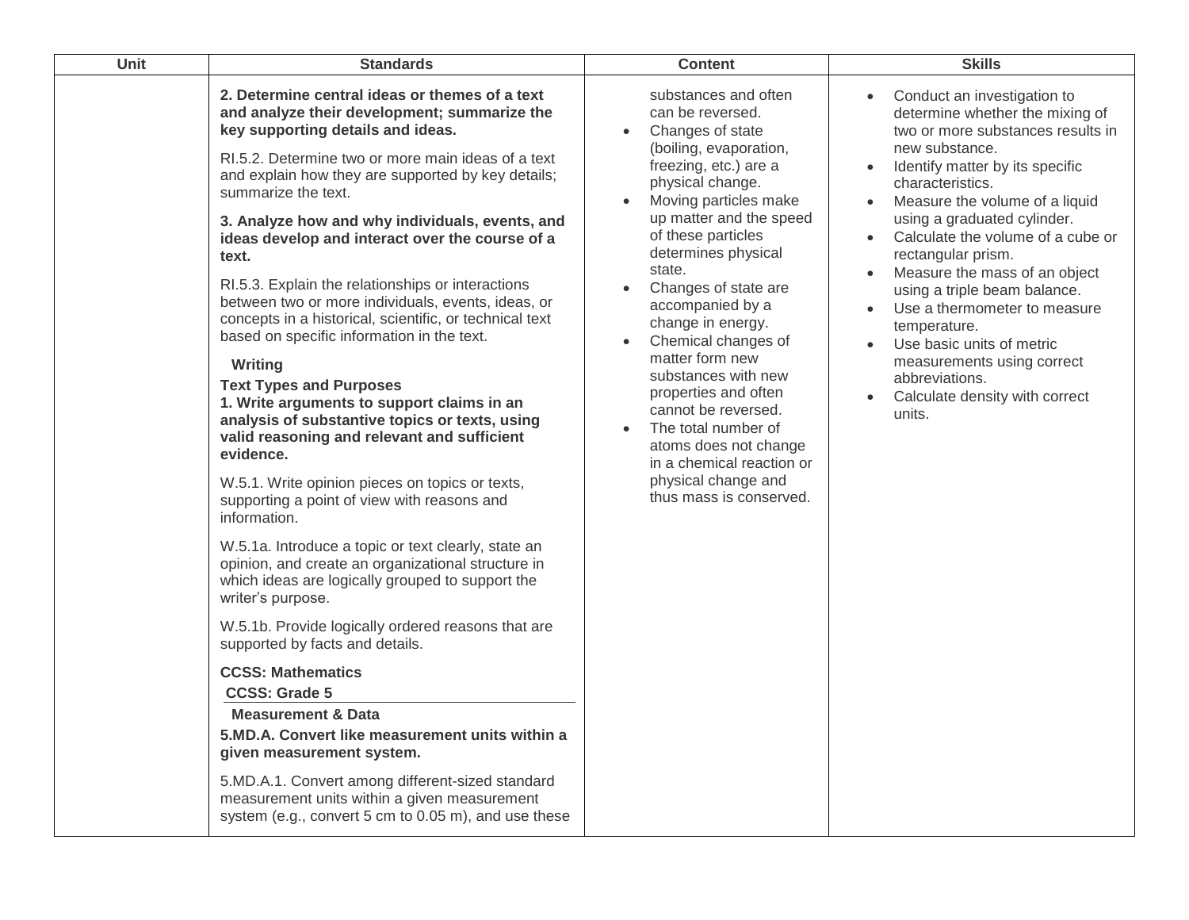| Unit | Standards | Content | Skills |
|---|---|---|---|
| | **2. Determine central ideas or themes of a text and analyze their development; summarize the key supporting details and ideas.**<br><br>RI.5.2. Determine two or more main ideas of a text and explain how they are supported by key details; summarize the text.<br><br>**3. Analyze how and why individuals, events, and ideas develop and interact over the course of a text.**<br><br>RI.5.3. Explain the relationships or interactions between two or more individuals, events, ideas, or concepts in a historical, scientific, or technical text based on specific information in the text.<br><br>**Writing**<br>**Text Types and Purposes**<br>**1. Write arguments to support claims in an analysis of substantive topics or texts, using valid reasoning and relevant and sufficient evidence.**<br><br>W.5.1. Write opinion pieces on topics or texts, supporting a point of view with reasons and information.<br><br>W.5.1a. Introduce a topic or text clearly, state an opinion, and create an organizational structure in which ideas are logically grouped to support the writer's purpose.<br><br>W.5.1b. Provide logically ordered reasons that are supported by facts and details.<br><br>**CCSS: Mathematics**<br>**CCSS: Grade 5**<br>**Measurement & Data**<br>**5.MD.A. Convert like measurement units within a given measurement system.**<br><br>5.MD.A.1. Convert among different-sized standard measurement units within a given measurement system (e.g., convert 5 cm to 0.05 m), and use these | substances and often can be reversed.<br>• Changes of state (boiling, evaporation, freezing, etc.) are a physical change.<br>• Moving particles make up matter and the speed of these particles determines physical state.<br>• Changes of state are accompanied by a change in energy.<br>• Chemical changes of matter form new substances with new properties and often cannot be reversed.<br>• The total number of atoms does not change in a chemical reaction or physical change and thus mass is conserved. | • Conduct an investigation to determine whether the mixing of two or more substances results in new substance.<br>• Identify matter by its specific characteristics.<br>• Measure the volume of a liquid using a graduated cylinder.<br>• Calculate the volume of a cube or rectangular prism.<br>• Measure the mass of an object using a triple beam balance.<br>• Use a thermometer to measure temperature.<br>• Use basic units of metric measurements using correct abbreviations.<br>• Calculate density with correct units. |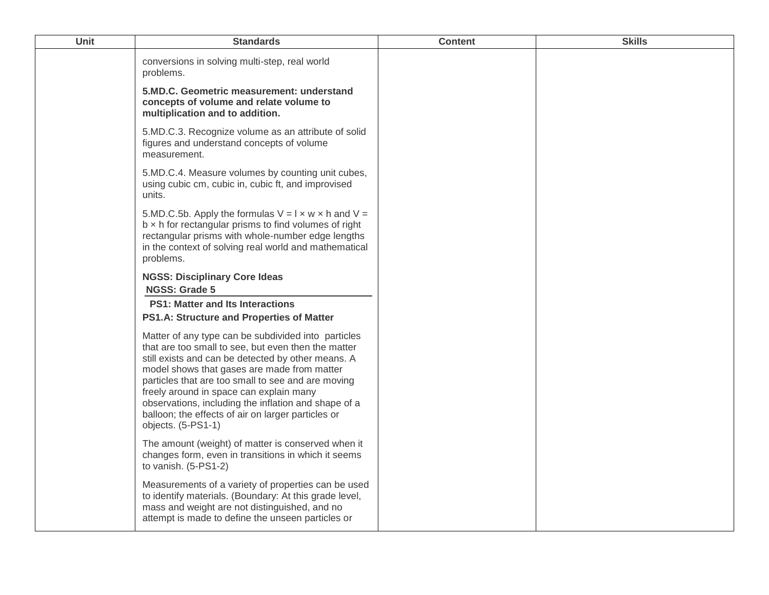| Unit | Standards | Content | Skills |
|---|---|---|---|
| | conversions in solving multi-step, real world problems.<br><br>**5.MD.C. Geometric measurement: understand concepts of volume and relate volume to multiplication and to addition.**<br><br>5.MD.C.3. Recognize volume as an attribute of solid figures and understand concepts of volume measurement.<br><br>5.MD.C.4. Measure volumes by counting unit cubes, using cubic cm, cubic in, cubic ft, and improvised units.<br><br>5.MD.C.5b. Apply the formulas V = l × w × h and V = b × h for rectangular prisms to find volumes of right rectangular prisms with whole-number edge lengths in the context of solving real world and mathematical problems.<br><br>**NGSS: Disciplinary Core Ideas**<br>**NGSS: Grade 5**<br>**PS1: Matter and Its Interactions**<br>**PS1.A: Structure and Properties of Matter**<br><br>Matter of any type can be subdivided into particles that are too small to see, but even then the matter still exists and can be detected by other means. A model shows that gases are made from matter particles that are too small to see and are moving freely around in space can explain many observations, including the inflation and shape of a balloon; the effects of air on larger particles or objects. (5-PS1-1)<br><br>The amount (weight) of matter is conserved when it changes form, even in transitions in which it seems to vanish. (5-PS1-2)<br><br>Measurements of a variety of properties can be used to identify materials. (Boundary: At this grade level, mass and weight are not distinguished, and no attempt is made to define the unseen particles or | | |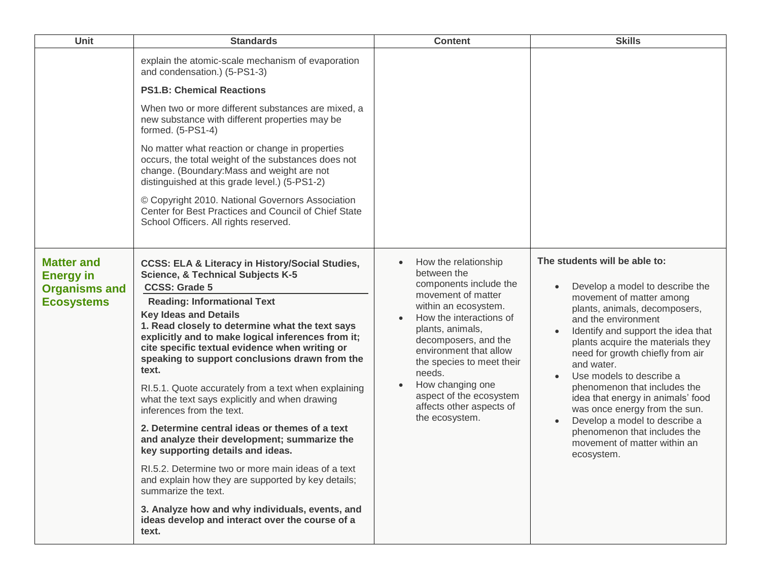| Unit | Standards | Content | Skills |
| --- | --- | --- | --- |
| | explain the atomic-scale mechanism of evaporation and condensation.) (5-PS1-3)<br><br>**PS1.B: Chemical Reactions**<br><br>When two or more different substances are mixed, a new substance with different properties may be formed. (5-PS1-4)<br><br>No matter what reaction or change in properties occurs, the total weight of the substances does not change. (Boundary:Mass and weight are not distinguished at this grade level.) (5-PS1-2)<br><br>© Copyright 2010. National Governors Association Center for Best Practices and Council of Chief State School Officers. All rights reserved. | | |
| **Matter and Energy in Organisms and Ecosystems** | **CCSS: ELA & Literacy in History/Social Studies, Science, & Technical Subjects K-5**<br>**CCSS: Grade 5**<br>**Reading: Informational Text**<br>**Key Ideas and Details**<br>**1. Read closely to determine what the text says explicitly and to make logical inferences from it; cite specific textual evidence when writing or speaking to support conclusions drawn from the text.**<br><br>RI.5.1. Quote accurately from a text when explaining what the text says explicitly and when drawing inferences from the text.<br><br>**2. Determine central ideas or themes of a text and analyze their development; summarize the key supporting details and ideas.**<br><br>RI.5.2. Determine two or more main ideas of a text and explain how they are supported by key details; summarize the text.<br><br>**3. Analyze how and why individuals, events, and ideas develop and interact over the course of a text.** | • How the relationship between the components include the movement of matter within an ecosystem.<br>• How the interactions of plants, animals, decomposers, and the environment that allow the species to meet their needs.<br>• How changing one aspect of the ecosystem affects other aspects of the ecosystem. | **The students will be able to:**<br><br>• Develop a model to describe the movement of matter among plants, animals, decomposers, and the environment<br>• Identify and support the idea that plants acquire the materials they need for growth chiefly from air and water.<br>• Use models to describe a phenomenon that includes the idea that energy in animals' food was once energy from the sun.<br>• Develop a model to describe a phenomenon that includes the movement of matter within an ecosystem. |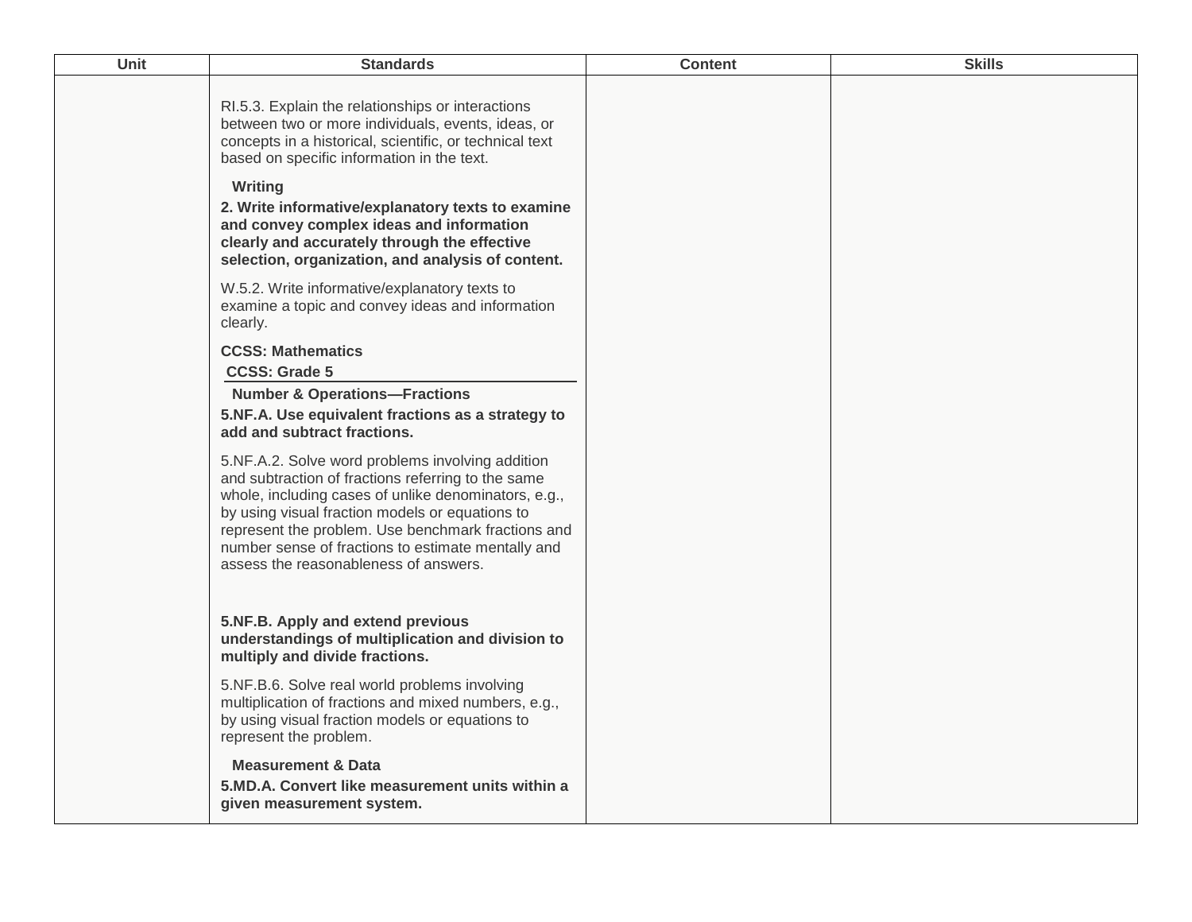| Unit | Standards | Content | Skills |
| --- | --- | --- | --- |
| | RI.5.3. Explain the relationships or interactions between two or more individuals, events, ideas, or concepts in a historical, scientific, or technical text based on specific information in the text.<br><br>**Writing**<br>**2. Write informative/explanatory texts to examine and convey complex ideas and information clearly and accurately through the effective selection, organization, and analysis of content.**<br><br>W.5.2. Write informative/explanatory texts to examine a topic and convey ideas and information clearly.<br><br>**CCSS: Mathematics**<br>**CCSS: Grade 5**<br>**Number & Operations—Fractions**<br>**5.NF.A. Use equivalent fractions as a strategy to add and subtract fractions.**<br><br>5.NF.A.2. Solve word problems involving addition and subtraction of fractions referring to the same whole, including cases of unlike denominators, e.g., by using visual fraction models or equations to represent the problem. Use benchmark fractions and number sense of fractions to estimate mentally and assess the reasonableness of answers.<br><br>**5.NF.B. Apply and extend previous understandings of multiplication and division to multiply and divide fractions.**<br><br>5.NF.B.6. Solve real world problems involving multiplication of fractions and mixed numbers, e.g., by using visual fraction models or equations to represent the problem.<br><br>**Measurement & Data**<br>**5.MD.A. Convert like measurement units within a given measurement system.** | | |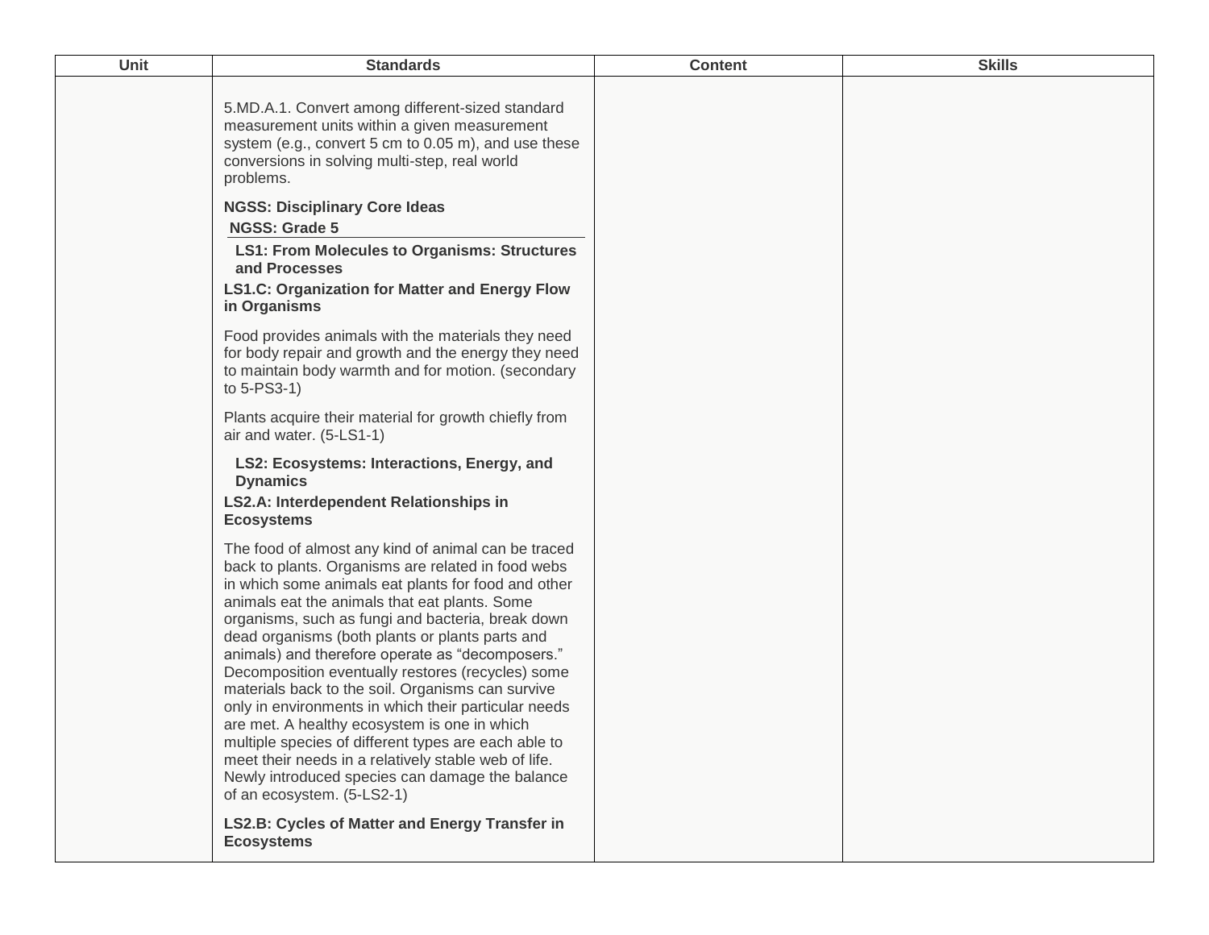| Unit | Standards | Content | Skills |
|---|---|---|---|
| | 5.MD.A.1. Convert among different-sized standard measurement units within a given measurement system (e.g., convert 5 cm to 0.05 m), and use these conversions in solving multi-step, real world problems.<br><br>**NGSS: Disciplinary Core Ideas**<br>**NGSS: Grade 5**<br>**LS1: From Molecules to Organisms: Structures and Processes**<br>**LS1.C: Organization for Matter and Energy Flow in Organisms**<br><br>Food provides animals with the materials they need for body repair and growth and the energy they need to maintain body warmth and for motion. (secondary to 5-PS3-1)<br><br>Plants acquire their material for growth chiefly from air and water. (5-LS1-1)<br><br>**LS2: Ecosystems: Interactions, Energy, and Dynamics**<br>**LS2.A: Interdependent Relationships in Ecosystems**<br><br>The food of almost any kind of animal can be traced back to plants. Organisms are related in food webs in which some animals eat plants for food and other animals eat the animals that eat plants. Some organisms, such as fungi and bacteria, break down dead organisms (both plants or plants parts and animals) and therefore operate as “decomposers.” Decomposition eventually restores (recycles) some materials back to the soil. Organisms can survive only in environments in which their particular needs are met. A healthy ecosystem is one in which multiple species of different types are each able to meet their needs in a relatively stable web of life. Newly introduced species can damage the balance of an ecosystem. (5-LS2-1)<br><br>**LS2.B: Cycles of Matter and Energy Transfer in Ecosystems** | | |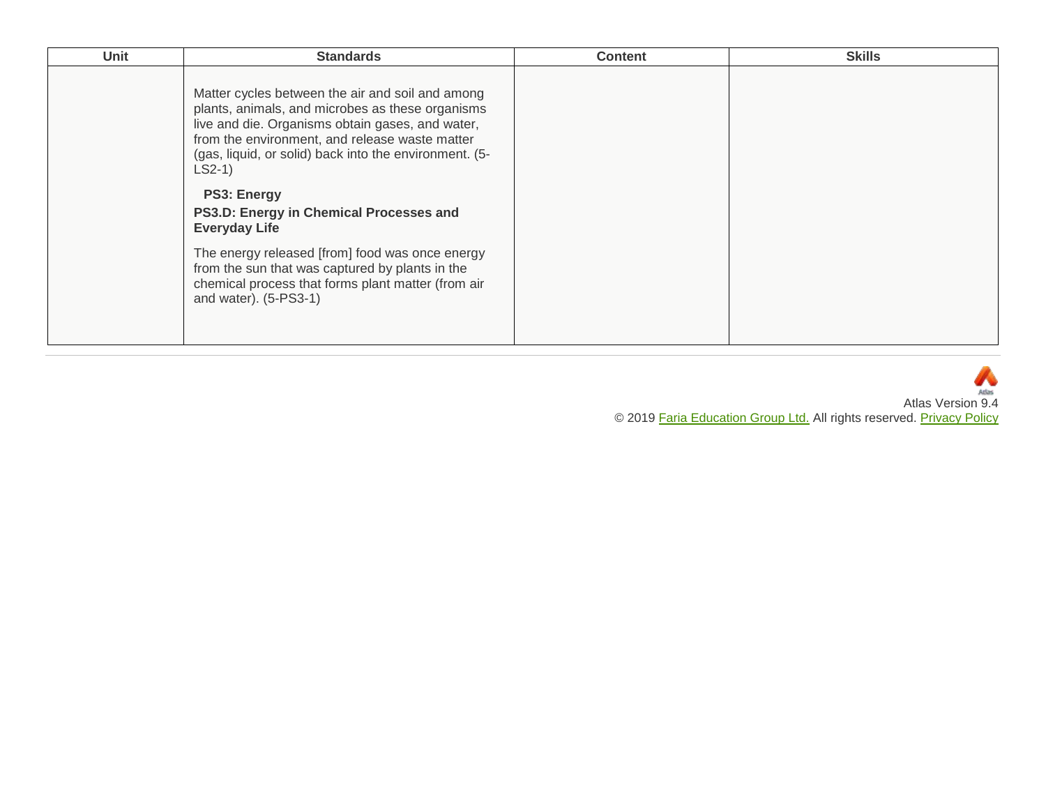| Unit | Standards | Content | Skills |
| --- | --- | --- | --- |
| | Matter cycles between the air and soil and among plants, animals, and microbes as these organisms live and die. Organisms obtain gases, and water, from the environment, and release waste matter (gas, liquid, or solid) back into the environment. (5-LS2-1)<br><br>**PS3: Energy**<br>**PS3.D: Energy in Chemical Processes and Everyday Life**<br><br>The energy released [from] food was once energy from the sun that was captured by plants in the chemical process that forms plant matter (from air and water). (5-PS3-1) | | |

Atlas Version 9.4

© 2019 Faria Education Group Ltd. All rights reserved. Privacy Policy